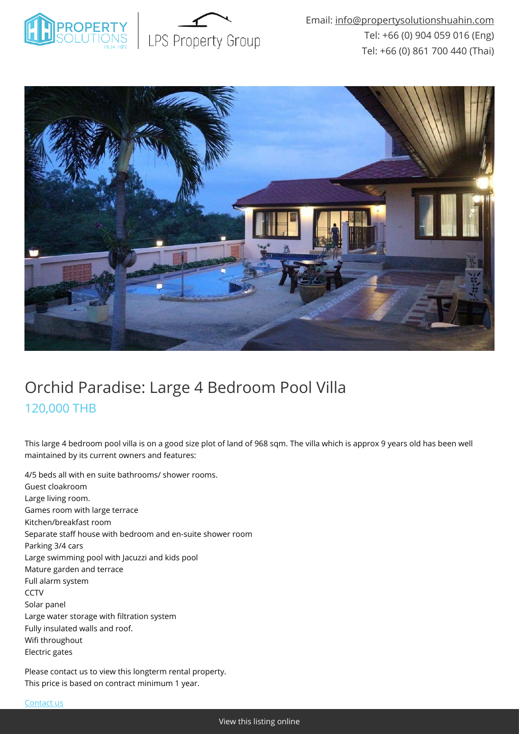Email: info@propertysolutionshuahin.com
Tel: +66 (0) 904 059 016 (Eng)
Tel: +66 (0) 861 700 440 (Thai)

# Orchid Paradise: Large 4 Bedroom Pool Villa

## 120,000 THB

This large 4 bedroom pool villa is on a good size plot of land of 968 sqm. The villa which is approx 9 years old has been well maintained by its current owners and features:

4/5 beds all with en suite bathrooms/ shower rooms.
Guest cloakroom
Large living room.
Games room with large terrace
Kitchen/breakfast room
Separate staff house with bedroom and en-suite shower room
Parking 3/4 cars
Large swimming pool with Jacuzzi and kids pool
Mature garden and terrace
Full alarm system
CCTV
Solar panel
Large water storage with filtration system
Fully insulated walls and roof.
Wifi throughout
Electric gates

Please contact us to view this longterm rental property.
This price is based on contract minimum 1 year.

Contact us

View this listing online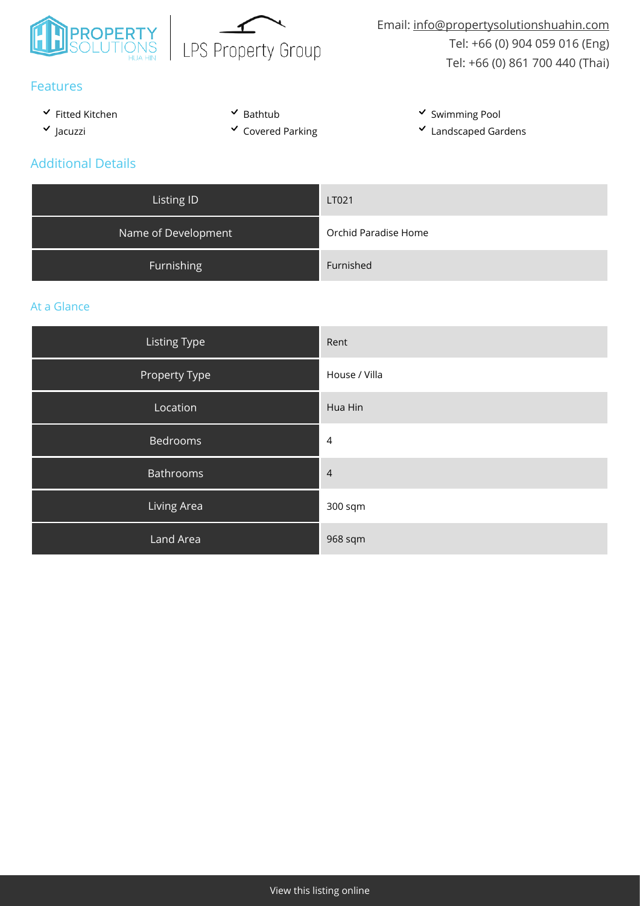## Features

- Fitted Kitchen
- Jacuzzi
- Bathtub
- Covered Parking
- Swimming Pool
- Landscaped Gardens

## Additional Details

| | |
|---|---|
| Listing ID | LT021 |
| Name of Development | Orchid Paradise Home |
| Furnishing | Furnished |

### At a Glance

| | |
|---|---|
| Listing Type | Rent |
| Property Type | House / Villa |
| Location | Hua Hin |
| Bedrooms | 4 |
| Bathrooms | 4 |
| Living Area | 300 sqm |
| Land Area | 968 sqm |

View this listing online